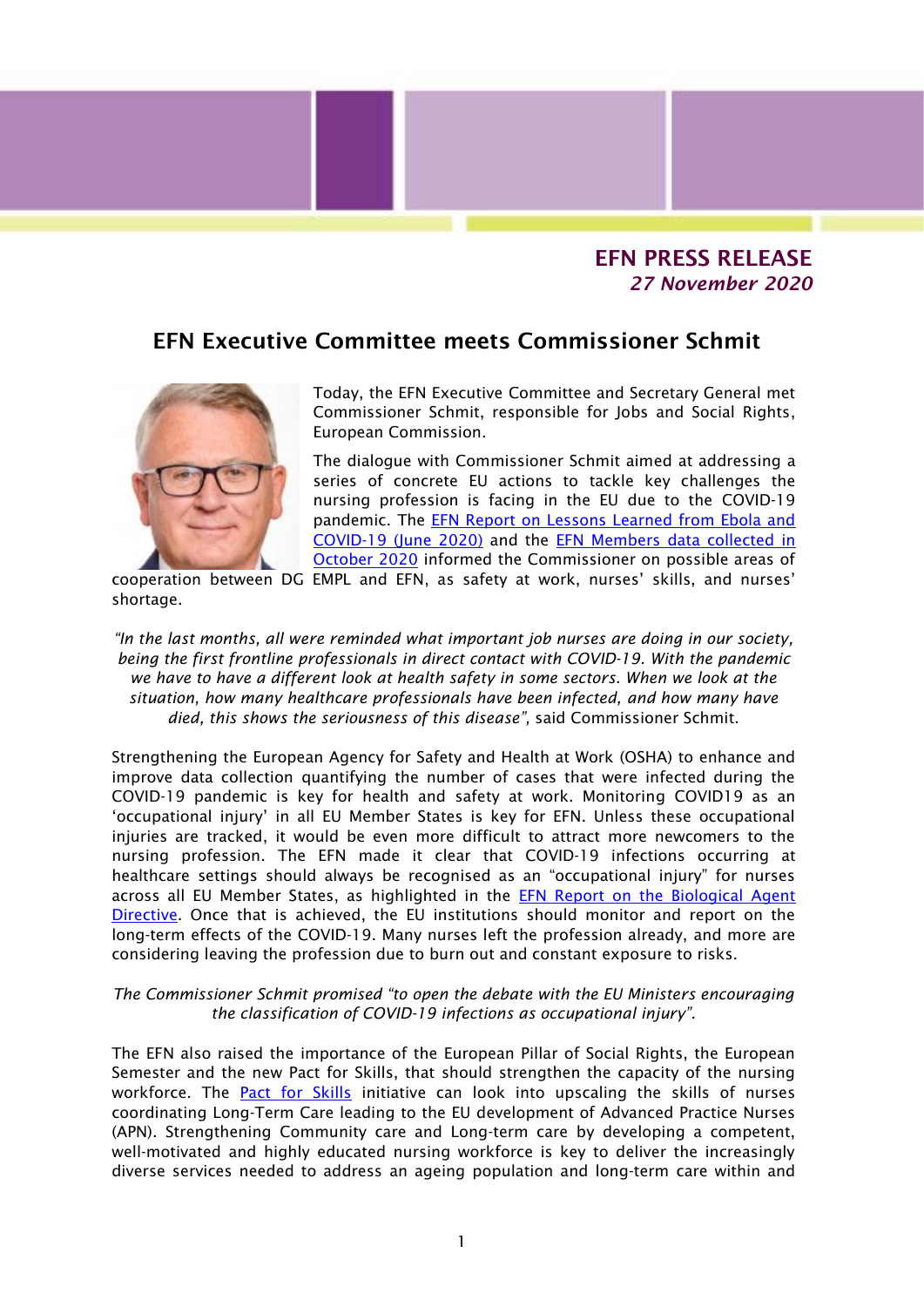**EFN PRESS RELEASE**
***27 November 2020***

## EFN Executive Committee meets Commissioner Schmit

Today, the EFN Executive Committee and Secretary General met Commissioner Schmit, responsible for Jobs and Social Rights, European Commission.

The dialogue with Commissioner Schmit aimed at addressing a series of concrete EU actions to tackle key challenges the nursing profession is facing in the EU due to the COVID-19 pandemic. The EFN Report on Lessons Learned from Ebola and COVID-19 (June 2020) and the EFN Members data collected in October 2020 informed the Commissioner on possible areas of cooperation between DG EMPL and EFN, as safety at work, nurses' skills, and nurses' shortage.

*"In the last months, all were reminded what important job nurses are doing in our society, being the first frontline professionals in direct contact with COVID-19. With the pandemic we have to have a different look at health safety in some sectors. When we look at the situation, how many healthcare professionals have been infected, and how many have died, this shows the seriousness of this disease"*, said Commissioner Schmit.

Strengthening the European Agency for Safety and Health at Work (OSHA) to enhance and improve data collection quantifying the number of cases that were infected during the COVID-19 pandemic is key for health and safety at work. Monitoring COVID19 as an 'occupational injury' in all EU Member States is key for EFN. Unless these occupational injuries are tracked, it would be even more difficult to attract more newcomers to the nursing profession. The EFN made it clear that COVID-19 infections occurring at healthcare settings should always be recognised as an "occupational injury" for nurses across all EU Member States, as highlighted in the EFN Report on the Biological Agent Directive. Once that is achieved, the EU institutions should monitor and report on the long-term effects of the COVID-19. Many nurses left the profession already, and more are considering leaving the profession due to burn out and constant exposure to risks.

*The Commissioner Schmit promised "to open the debate with the EU Ministers encouraging the classification of COVID-19 infections as occupational injury".*

The EFN also raised the importance of the European Pillar of Social Rights, the European Semester and the new Pact for Skills, that should strengthen the capacity of the nursing workforce. The Pact for Skills initiative can look into upscaling the skills of nurses coordinating Long-Term Care leading to the EU development of Advanced Practice Nurses (APN). Strengthening Community care and Long-term care by developing a competent, well-motivated and highly educated nursing workforce is key to deliver the increasingly diverse services needed to address an ageing population and long-term care within and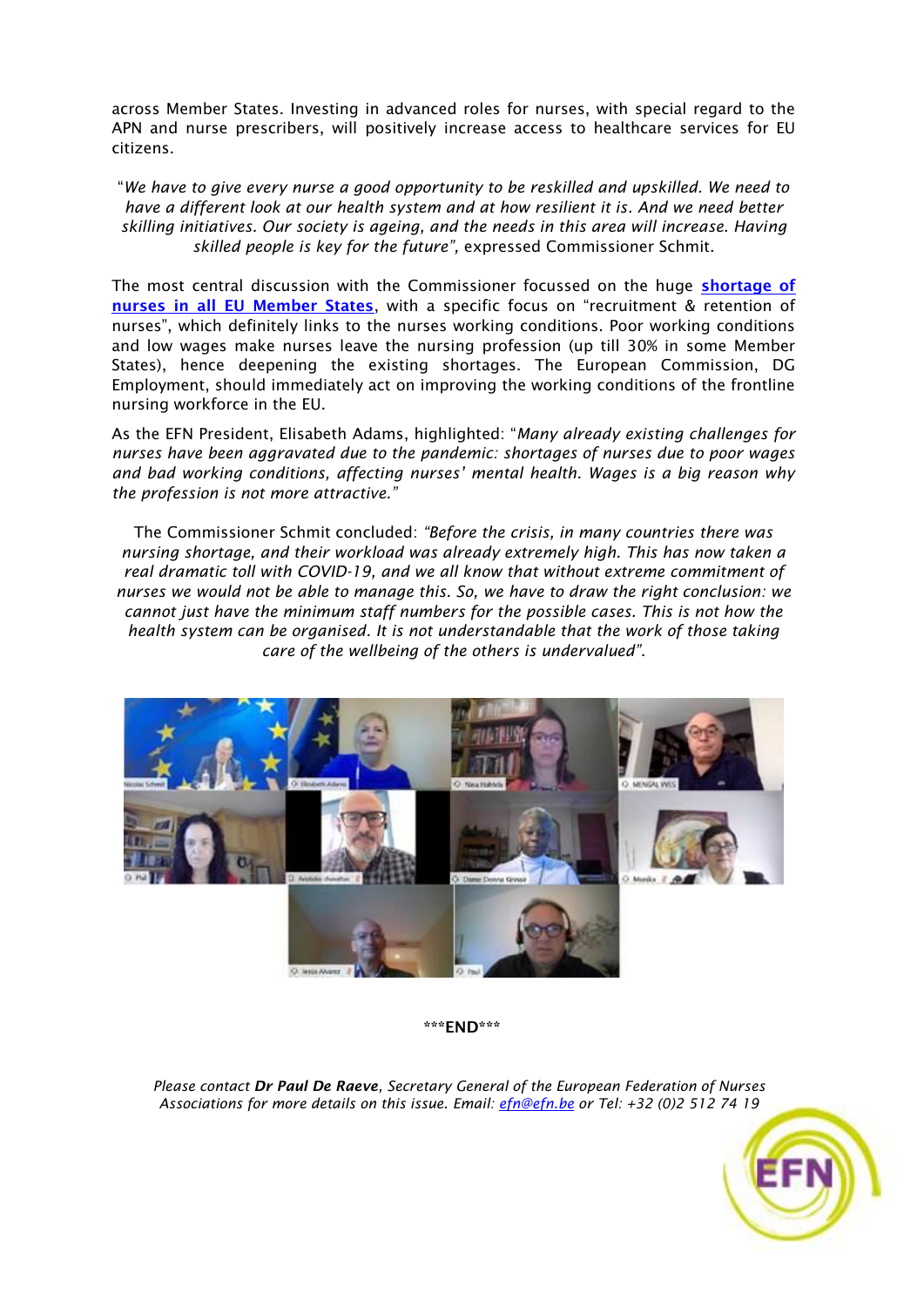across Member States. Investing in advanced roles for nurses, with special regard to the APN and nurse prescribers, will positively increase access to healthcare services for EU citizens.

"*We have to give every nurse a good opportunity to be reskilled and upskilled. We need to have a different look at our health system and at how resilient it is. And we need better skilling initiatives. Our society is ageing, and the needs in this area will increase. Having skilled people is key for the future"*, expressed Commissioner Schmit.

The most central discussion with the Commissioner focussed on the huge **shortage of nurses in all EU Member States**, with a specific focus on "recruitment & retention of nurses", which definitely links to the nurses working conditions. Poor working conditions and low wages make nurses leave the nursing profession (up till 30% in some Member States), hence deepening the existing shortages. The European Commission, DG Employment, should immediately act on improving the working conditions of the frontline nursing workforce in the EU.

As the EFN President, Elisabeth Adams, highlighted: "*Many already existing challenges for nurses have been aggravated due to the pandemic: shortages of nurses due to poor wages and bad working conditions, affecting nurses' mental health. Wages is a big reason why the profession is not more attractive."*

The Commissioner Schmit concluded: *"Before the crisis, in many countries there was nursing shortage, and their workload was already extremely high. This has now taken a real dramatic toll with COVID-19, and we all know that without extreme commitment of nurses we would not be able to manage this. So, we have to draw the right conclusion: we cannot just have the minimum staff numbers for the possible cases. This is not how the health system can be organised. It is not understandable that the work of those taking care of the wellbeing of the others is undervalued"*.

\*\*\*END\*\*\*

*Please contact **Dr Paul De Raeve**, Secretary General of the European Federation of Nurses Associations for more details on this issue. Email: efn@efn.be or Tel: +32 (0)2 512 74 19*